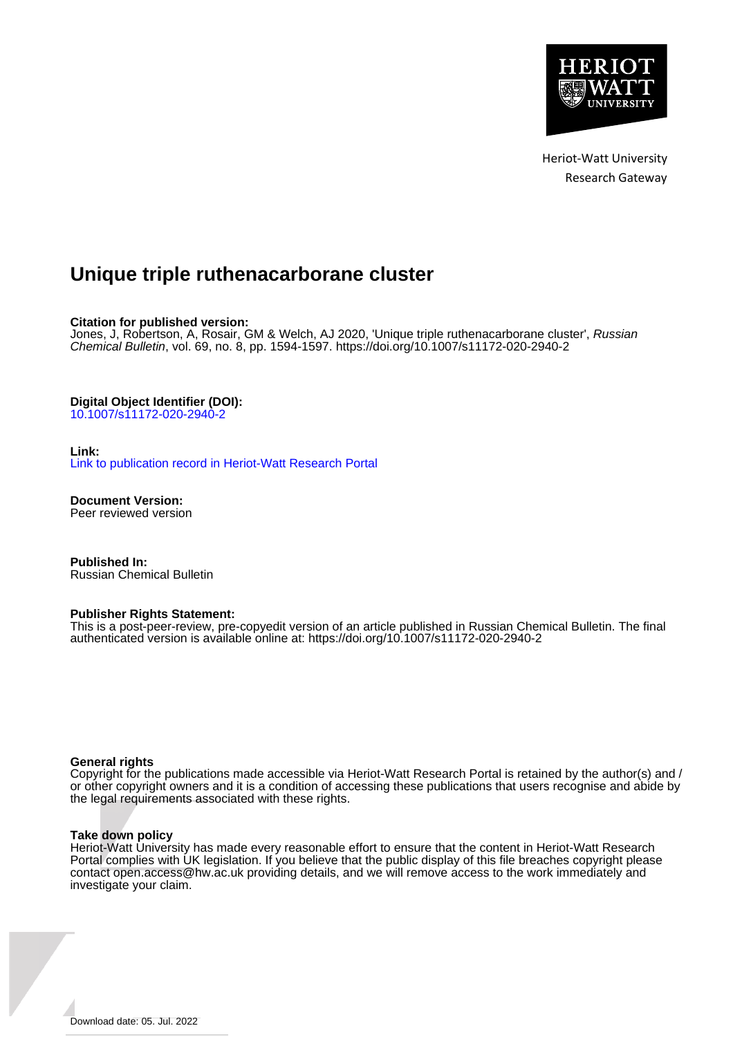Heriot-Watt University
Research Gateway

# Unique triple ruthenacarborane cluster

**Citation for published version:**
Jones, J, Robertson, A, Rosair, GM & Welch, AJ 2020, 'Unique triple ruthenacarborane cluster', *Russian Chemical Bulletin*, vol. 69, no. 8, pp. 1594-1597. https://doi.org/10.1007/s11172-020-2940-2

**Digital Object Identifier (DOI):**
10.1007/s11172-020-2940-2

**Link:**
Link to publication record in Heriot-Watt Research Portal

**Document Version:**
Peer reviewed version

**Published In:**
Russian Chemical Bulletin

**Publisher Rights Statement:**
This is a post-peer-review, pre-copyedit version of an article published in Russian Chemical Bulletin. The final authenticated version is available online at: https://doi.org/10.1007/s11172-020-2940-2

**General rights**
Copyright for the publications made accessible via Heriot-Watt Research Portal is retained by the author(s) and / or other copyright owners and it is a condition of accessing these publications that users recognise and abide by the legal requirements associated with these rights.

**Take down policy**
Heriot-Watt University has made every reasonable effort to ensure that the content in Heriot-Watt Research Portal complies with UK legislation. If you believe that the public display of this file breaches copyright please contact open.access@hw.ac.uk providing details, and we will remove access to the work immediately and investigate your claim.

Download date: 05. Jul. 2022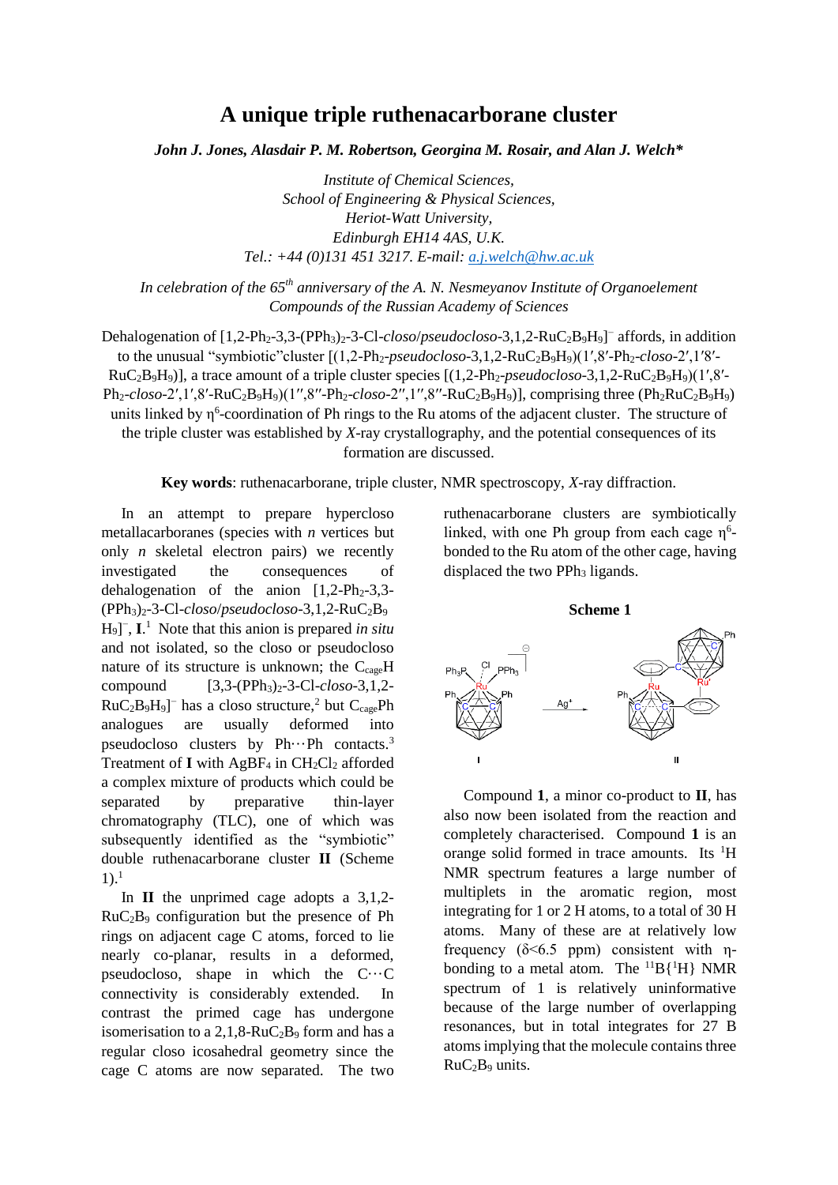# A unique triple ruthenacarborane cluster

***John J. Jones, Alasdair P. M. Robertson, Georgina M. Rosair, and Alan J. Welch****

*Institute of Chemical Sciences,*
*School of Engineering & Physical Sciences,*
*Heriot-Watt University,*
*Edinburgh EH14 4AS, U.K.*
*Tel.: +44 (0)131 451 3217. E-mail: a.j.welch@hw.ac.uk*

*In celebration of the 65th anniversary of the A. N. Nesmeyanov Institute of Organoelement Compounds of the Russian Academy of Sciences*

Dehalogenation of [1,2-$Ph_2$-3,3-$(PPh_3)_2$-3-Cl-*closo*/*pseudocloso*-3,1,2-$RuC_2B_9H_9$]$^-$ affords, in addition to the unusual "symbiotic"cluster [(1,2-$Ph_2$-*pseudocloso*-3,1,2-$RuC_2B_9H_9$)(1′,8′-$Ph_2$-*closo*-2′,1′8′-$RuC_2B_9H_9$)], a trace amount of a triple cluster species [(1,2-$Ph_2$-*pseudocloso*-3,1,2-$RuC_2B_9H_9$)(1′,8′-$Ph_2$-*closo*-2′,1′,8′-$RuC_2B_9H_9$)(1″,8″-$Ph_2$-*closo*-2″,1″,8″-$RuC_2B_9H_9$)], comprising three ($Ph_2RuC_2B_9H_9$) units linked by $\eta^6$-coordination of Ph rings to the Ru atoms of the adjacent cluster. The structure of the triple cluster was established by *X*-ray crystallography, and the potential consequences of its formation are discussed.

**Key words**: ruthenacarborane, triple cluster, NMR spectroscopy, *X*-ray diffraction.

In an attempt to prepare hypercloso metallacarboranes (species with *n* vertices but only *n* skeletal electron pairs) we recently investigated the consequences of dehalogenation of the anion [1,2-$Ph_2$-3,3-$(PPh_3)_2$-3-Cl-*closo*/*pseudocloso*-3,1,2-$RuC_2B_9H_9$]$^-$, **I**.[1] Note that this anion is prepared *in situ* and not isolated, so the closo or pseudocloso nature of its structure is unknown; the $C_{cage}$H compound [3,3-$(PPh_3)_2$-3-Cl-*closo*-3,1,2-$RuC_2B_9H_9$]$^-$ has a closo structure,[2] but $C_{cage}$Ph analogues are usually deformed into pseudocloso clusters by Ph···Ph contacts.[3] Treatment of **I** with $AgBF_4$ in $CH_2Cl_2$ afforded a complex mixture of products which could be separated by preparative thin-layer chromatography (TLC), one of which was subsequently identified as the "symbiotic" double ruthenacarborane cluster **II** (Scheme 1).[1]

In **II** the unprimed cage adopts a 3,1,2-$RuC_2B_9$ configuration but the presence of Ph rings on adjacent cage C atoms, forced to lie nearly co-planar, results in a deformed, pseudocloso, shape in which the C···C connectivity is considerably extended. In contrast the primed cage has undergone isomerisation to a 2,1,8-$RuC_2B_9$ form and has a regular closo icosahedral geometry since the cage C atoms are now separated. The two ruthenacarborane clusters are symbiotically linked, with one Ph group from each cage $\eta^6$-bonded to the Ru atom of the other cage, having displaced the two $PPh_3$ ligands.

**Scheme 1**

Compound **1**, a minor co-product to **II**, has also now been isolated from the reaction and completely characterised. Compound **1** is an orange solid formed in trace amounts. Its $^1$H NMR spectrum features a large number of multiplets in the aromatic region, most integrating for 1 or 2 H atoms, to a total of 30 H atoms. Many of these are at relatively low frequency (δ<6.5 ppm) consistent with η-bonding to a metal atom. The $^{11}B\{^1H\}$ NMR spectrum of **1** is relatively uninformative because of the large number of overlapping resonances, but in total integrates for 27 B atoms implying that the molecule contains three $RuC_2B_9$ units.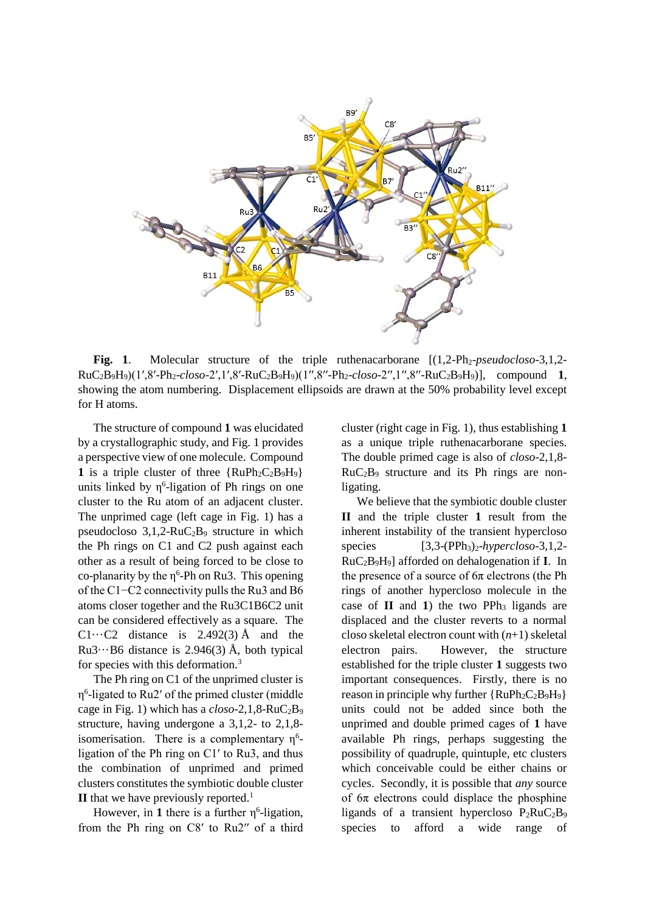**Fig. 1**. Molecular structure of the triple ruthenacarborane [(1,2-$Ph_2$-*pseudocloso*-3,1,2-$RuC_2B_9H_9$)(1′,8′-$Ph_2$-*closo*-2′,1′,8′-$RuC_2B_9H_9$)(1″,8″-$Ph_2$-*closo*-2″,1″,8″-$RuC_2B_9H_9$)], compound **1**, showing the atom numbering. Displacement ellipsoids are drawn at the 50% probability level except for H atoms.

The structure of compound **1** was elucidated by a crystallographic study, and Fig. 1 provides a perspective view of one molecule. Compound **1** is a triple cluster of three {$RuPh_2C_2B_9H_9$} units linked by $\eta^6$-ligation of Ph rings on one cluster to the Ru atom of an adjacent cluster. The unprimed cage (left cage in Fig. 1) has a pseudocloso 3,1,2-$RuC_2B_9$ structure in which the Ph rings on C1 and C2 push against each other as a result of being forced to be close to co-planarity by the $\eta^6$-Ph on Ru3. This opening of the C1−C2 connectivity pulls the Ru3 and B6 atoms closer together and the Ru3C1B6C2 unit can be considered effectively as a square. The C1···C2 distance is 2.492(3) Å and the Ru3···B6 distance is 2.946(3) Å, both typical for species with this deformation.[3]

The Ph ring on C1 of the unprimed cluster is $\eta^6$-ligated to Ru2′ of the primed cluster (middle cage in Fig. 1) which has a *closo*-2,1,8-$RuC_2B_9$ structure, having undergone a 3,1,2- to 2,1,8-isomerisation. There is a complementary $\eta^6$-ligation of the Ph ring on C1′ to Ru3, and thus the combination of unprimed and primed clusters constitutes the symbiotic double cluster **II** that we have previously reported.[1]

However, in **1** there is a further $\eta^6$-ligation, from the Ph ring on C8′ to Ru2″ of a third cluster (right cage in Fig. 1), thus establishing **1** as a unique triple ruthenacarborane species. The double primed cage is also of *closo*-2,1,8-$RuC_2B_9$ structure and its Ph rings are non-ligating.

We believe that the symbiotic double cluster **II** and the triple cluster **1** result from the inherent instability of the transient hypercloso species [3,3-$(PPh_3)_2$-*hypercloso*-3,1,2-$RuC_2B_9H_9$] afforded on dehalogenation if **I**. In the presence of a source of 6π electrons (the Ph rings of another hypercloso molecule in the case of **II** and **1**) the two $PPh_3$ ligands are displaced and the cluster reverts to a normal closo skeletal electron count with ($n$+1) skeletal electron pairs. However, the structure established for the triple cluster **1** suggests two important consequences. Firstly, there is no reason in principle why further {$RuPh_2C_2B_9H_9$} units could not be added since both the unprimed and double primed cages of **1** have available Ph rings, perhaps suggesting the possibility of quadruple, quintuple, etc clusters which conceivable could be either chains or cycles. Secondly, it is possible that *any* source of 6π electrons could displace the phosphine ligands of a transient hypercloso $P_2RuC_2B_9$ species to afford a wide range of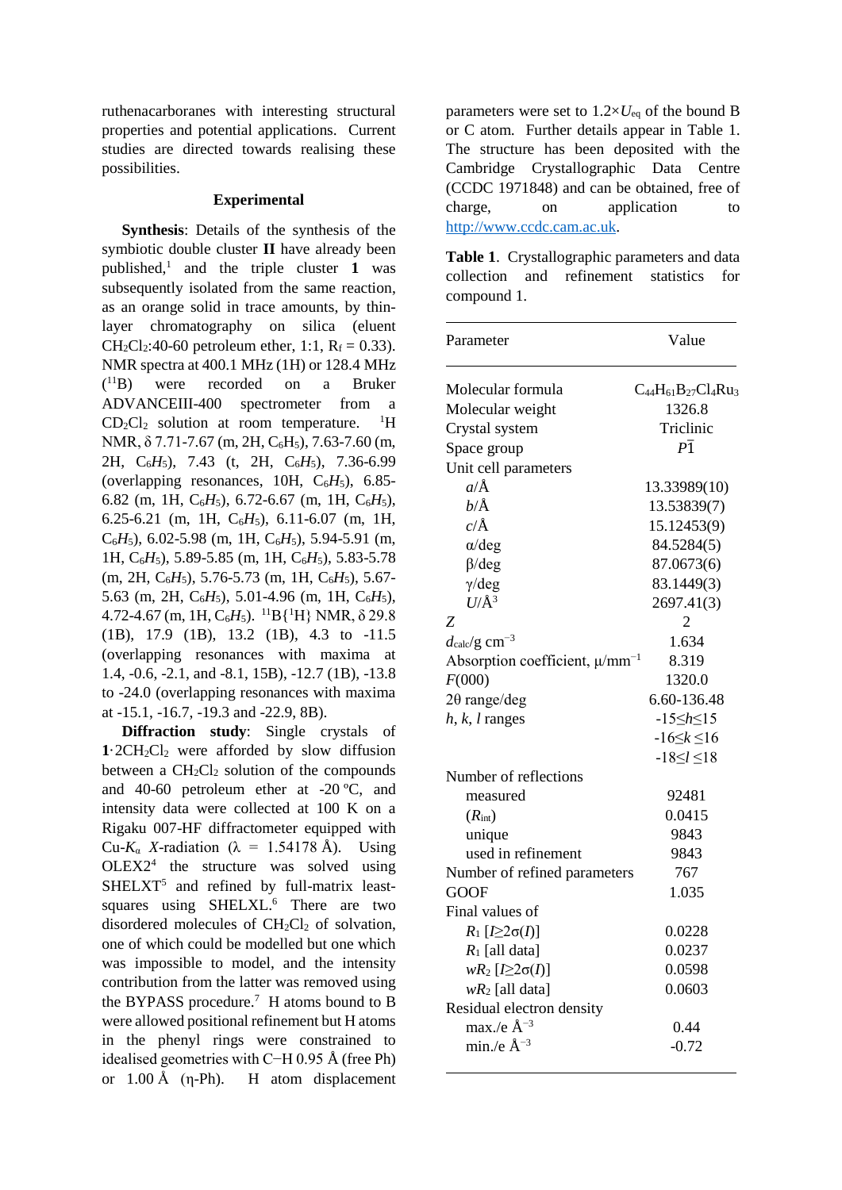ruthenacarboranes with interesting structural properties and potential applications. Current studies are directed towards realising these possibilities.

## Experimental

**Synthesis**: Details of the synthesis of the symbiotic double cluster **II** have already been published,[1] and the triple cluster **1** was subsequently isolated from the same reaction, as an orange solid in trace amounts, by thin-layer chromatography on silica (eluent $CH_2Cl_2$:40-60 petroleum ether, 1:1, $R_f = 0.33$). NMR spectra at 400.1 MHz (1H) or 128.4 MHz ($^{11}B$) were recorded on a Bruker ADVANCEIII-400 spectrometer from a $CD_2Cl_2$ solution at room temperature. $^1H$ NMR, δ 7.71-7.67 (m, 2H, $C_6H_5$), 7.63-7.60 (m, 2H, $C_6H_5$), 7.43 (t, 2H, $C_6H_5$), 7.36-6.99 (overlapping resonances, 10H, $C_6H_5$), 6.85-6.82 (m, 1H, $C_6H_5$), 6.72-6.67 (m, 1H, $C_6H_5$), 6.25-6.21 (m, 1H, $C_6H_5$), 6.11-6.07 (m, 1H, $C_6H_5$), 6.02-5.98 (m, 1H, $C_6H_5$), 5.94-5.91 (m, 1H, $C_6H_5$), 5.89-5.85 (m, 1H, $C_6H_5$), 5.83-5.78 (m, 2H, $C_6H_5$), 5.76-5.73 (m, 1H, $C_6H_5$), 5.67-5.63 (m, 2H, $C_6H_5$), 5.01-4.96 (m, 1H, $C_6H_5$), 4.72-4.67 (m, 1H, $C_6H_5$). $^{11}B\{^1H\}$ NMR, δ 29.8 (1B), 17.9 (1B), 13.2 (1B), 4.3 to -11.5 (overlapping resonances with maxima at 1.4, -0.6, -2.1, and -8.1, 15B), -12.7 (1B), -13.8 to -24.0 (overlapping resonances with maxima at -15.1, -16.7, -19.3 and -22.9, 8B).

**Diffraction study**: Single crystals of $\mathbf{1}\cdot 2CH_2Cl_2$ were afforded by slow diffusion between a $CH_2Cl_2$ solution of the compounds and 40-60 petroleum ether at -20 ºC, and intensity data were collected at 100 K on a Rigaku 007-HF diffractometer equipped with Cu-$K_\alpha$ *X*-radiation (λ = 1.54178 Å). Using OLEX2[4] the structure was solved using SHELXT[5] and refined by full-matrix least-squares using SHELXL.[6] There are two disordered molecules of $CH_2Cl_2$ of solvation, one of which could be modelled but one which was impossible to model, and the intensity contribution from the latter was removed using the BYPASS procedure.[7] H atoms bound to B were allowed positional refinement but H atoms in the phenyl rings were constrained to idealised geometries with C−H 0.95 Å (free Ph) or 1.00 Å (η-Ph). H atom displacement parameters were set to $1.2\times U_{eq}$ of the bound B or C atom. Further details appear in Table 1. The structure has been deposited with the Cambridge Crystallographic Data Centre (CCDC 1971848) and can be obtained, free of charge, on application to http://www.ccdc.cam.ac.uk.

**Table 1**. Crystallographic parameters and data collection and refinement statistics for compound 1.

| Parameter | Value |
|---|---|
| Molecular formula | $C_{44}H_{61}B_{27}Cl_4Ru_3$ |
| Molecular weight | 1326.8 |
| Crystal system | Triclinic |
| Space group | $P\bar{1}$ |
| Unit cell parameters | |
| $a$/Å | 13.33989(10) |
| $b$/Å | 13.53839(7) |
| $c$/Å | 15.12453(9) |
| α/deg | 84.5284(5) |
| β/deg | 87.0673(6) |
| γ/deg | 83.1449(3) |
| $U$/Å$^3$ | 2697.41(3) |
| $Z$ | 2 |
| $d_{calc}$/g cm$^{-3}$ | 1.634 |
| Absorption coefficient, μ/mm$^{-1}$ | 8.319 |
| $F$(000) | 1320.0 |
| 2θ range/deg | 6.60-136.48 |
| $h$, $k$, $l$ ranges | $-15\leq h\leq 15$ |
| | $-16\leq k\leq 16$ |
| | $-18\leq l\leq 18$ |
| Number of reflections | |
| measured | 92481 |
| ($R_{int}$) | 0.0415 |
| unique | 9843 |
| used in refinement | 9843 |
| Number of refined parameters | 767 |
| GOOF | 1.035 |
| Final values of | |
| $R_1$ [$I\geq 2\sigma(I)$] | 0.0228 |
| $R_1$ [all data] | 0.0237 |
| $wR_2$ [$I\geq 2\sigma(I)$] | 0.0598 |
| $wR_2$ [all data] | 0.0603 |
| Residual electron density | |
| max./e Å$^{-3}$ | 0.44 |
| min./e Å$^{-3}$ | -0.72 |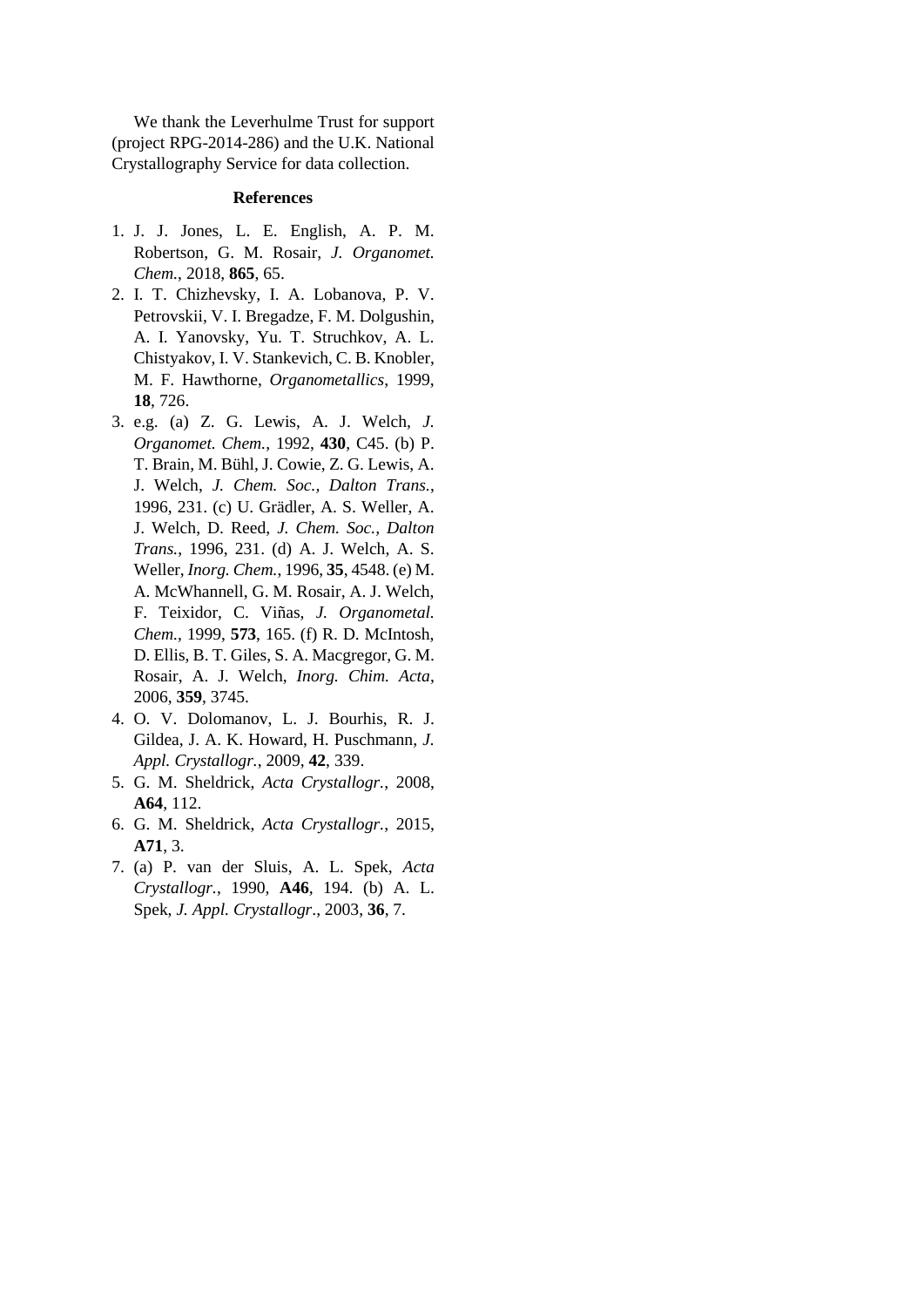We thank the Leverhulme Trust for support (project RPG-2014-286) and the U.K. National Crystallography Service for data collection.

## References

1. J. J. Jones, L. E. English, A. P. M. Robertson, G. M. Rosair, *J. Organomet. Chem.*, 2018, **865**, 65.
2. I. T. Chizhevsky, I. A. Lobanova, P. V. Petrovskii, V. I. Bregadze, F. M. Dolgushin, A. I. Yanovsky, Yu. T. Struchkov, A. L. Chistyakov, I. V. Stankevich, C. B. Knobler, M. F. Hawthorne, *Organometallics*, 1999, **18**, 726.
3. e.g. (a) Z. G. Lewis, A. J. Welch, *J. Organomet. Chem.*, 1992, **430**, C45. (b) P. T. Brain, M. Bühl, J. Cowie, Z. G. Lewis, A. J. Welch, *J. Chem. Soc., Dalton Trans.*, 1996, 231. (c) U. Grädler, A. S. Weller, A. J. Welch, D. Reed, *J. Chem. Soc., Dalton Trans.*, 1996, 231. (d) A. J. Welch, A. S. Weller, *Inorg. Chem.*, 1996, **35**, 4548. (e) M. A. McWhannell, G. M. Rosair, A. J. Welch, F. Teixidor, C. Viñas, *J. Organometal. Chem.*, 1999, **573**, 165. (f) R. D. McIntosh, D. Ellis, B. T. Giles, S. A. Macgregor, G. M. Rosair, A. J. Welch, *Inorg. Chim. Acta*, 2006, **359**, 3745.
4. O. V. Dolomanov, L. J. Bourhis, R. J. Gildea, J. A. K. Howard, H. Puschmann, *J. Appl. Crystallogr.*, 2009, **42**, 339.
5. G. M. Sheldrick, *Acta Crystallogr.*, 2008, **A64**, 112.
6. G. M. Sheldrick, *Acta Crystallogr.*, 2015, **A71**, 3.
7. (a) P. van der Sluis, A. L. Spek, *Acta Crystallogr.*, 1990, **A46**, 194. (b) A. L. Spek, *J. Appl. Crystallogr.*, 2003, **36**, 7.